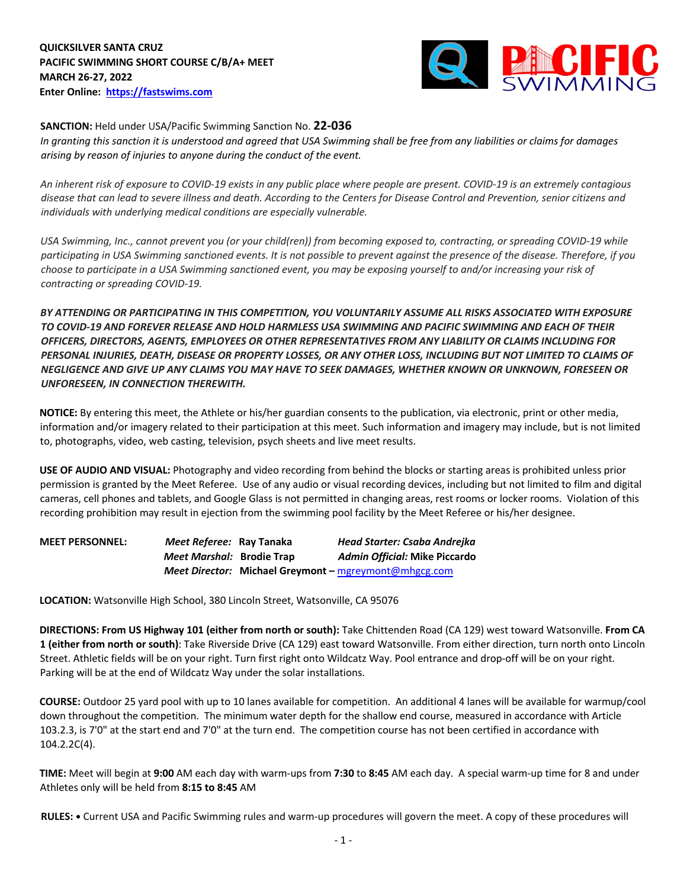**QUICKSILVER SANTA CRUZ**
**PACIFIC SWIMMING SHORT COURSE C/B/A+ MEET**
**MARCH 26-27, 2022**
**Enter Online: [https://fastswims.com](https://fastswims.com)**

**SANCTION:** Held under USA/Pacific Swimming Sanction No. **22-036**
*In granting this sanction it is understood and agreed that USA Swimming shall be free from any liabilities or claims for damages arising by reason of injuries to anyone during the conduct of the event.*

*An inherent risk of exposure to COVID-19 exists in any public place where people are present. COVID-19 is an extremely contagious disease that can lead to severe illness and death. According to the Centers for Disease Control and Prevention, senior citizens and individuals with underlying medical conditions are especially vulnerable.*

*USA Swimming, Inc., cannot prevent you (or your child(ren)) from becoming exposed to, contracting, or spreading COVID-19 while participating in USA Swimming sanctioned events. It is not possible to prevent against the presence of the disease. Therefore, if you choose to participate in a USA Swimming sanctioned event, you may be exposing yourself to and/or increasing your risk of contracting or spreading COVID-19.*

***BY ATTENDING OR PARTICIPATING IN THIS COMPETITION, YOU VOLUNTARILY ASSUME ALL RISKS ASSOCIATED WITH EXPOSURE TO COVID-19 AND FOREVER RELEASE AND HOLD HARMLESS USA SWIMMING AND PACIFIC SWIMMING AND EACH OF THEIR OFFICERS, DIRECTORS, AGENTS, EMPLOYEES OR OTHER REPRESENTATIVES FROM ANY LIABILITY OR CLAIMS INCLUDING FOR PERSONAL INJURIES, DEATH, DISEASE OR PROPERTY LOSSES, OR ANY OTHER LOSS, INCLUDING BUT NOT LIMITED TO CLAIMS OF NEGLIGENCE AND GIVE UP ANY CLAIMS YOU MAY HAVE TO SEEK DAMAGES, WHETHER KNOWN OR UNKNOWN, FORESEEN OR UNFORESEEN, IN CONNECTION THEREWITH.***

**NOTICE:** By entering this meet, the Athlete or his/her guardian consents to the publication, via electronic, print or other media, information and/or imagery related to their participation at this meet. Such information and imagery may include, but is not limited to, photographs, video, web casting, television, psych sheets and live meet results.

**USE OF AUDIO AND VISUAL:** Photography and video recording from behind the blocks or starting areas is prohibited unless prior permission is granted by the Meet Referee. Use of any audio or visual recording devices, including but not limited to film and digital cameras, cell phones and tablets, and Google Glass is not permitted in changing areas, rest rooms or locker rooms. Violation of this recording prohibition may result in ejection from the swimming pool facility by the Meet Referee or his/her designee.

**MEET PERSONNEL:**
*Meet Referee:* **Ray Tanaka** — *Head Starter: Csaba Andrejka*
*Meet Marshal:* **Brodie Trap** — *Admin Official:* **Mike Piccardo**
*Meet Director:* **Michael Greymont** – [mgreymont@mhgcg.com](mailto:mgreymont@mhgcg.com)

**LOCATION:** Watsonville High School, 380 Lincoln Street, Watsonville, CA 95076

**DIRECTIONS: From US Highway 101 (either from north or south):** Take Chittenden Road (CA 129) west toward Watsonville. **From CA 1 (either from north or south)**: Take Riverside Drive (CA 129) east toward Watsonville. From either direction, turn north onto Lincoln Street. Athletic fields will be on your right. Turn first right onto Wildcatz Way. Pool entrance and drop-off will be on your right. Parking will be at the end of Wildcatz Way under the solar installations.

**COURSE:** Outdoor 25 yard pool with up to 10 lanes available for competition. An additional 4 lanes will be available for warmup/cool down throughout the competition. The minimum water depth for the shallow end course, measured in accordance with Article 103.2.3, is 7'0" at the start end and 7'0" at the turn end. The competition course has not been certified in accordance with 104.2.2C(4).

**TIME:** Meet will begin at **9:00** AM each day with warm-ups from **7:30** to **8:45** AM each day. A special warm-up time for 8 and under Athletes only will be held from **8:15 to 8:45** AM

**RULES: •** Current USA and Pacific Swimming rules and warm-up procedures will govern the meet. A copy of these procedures will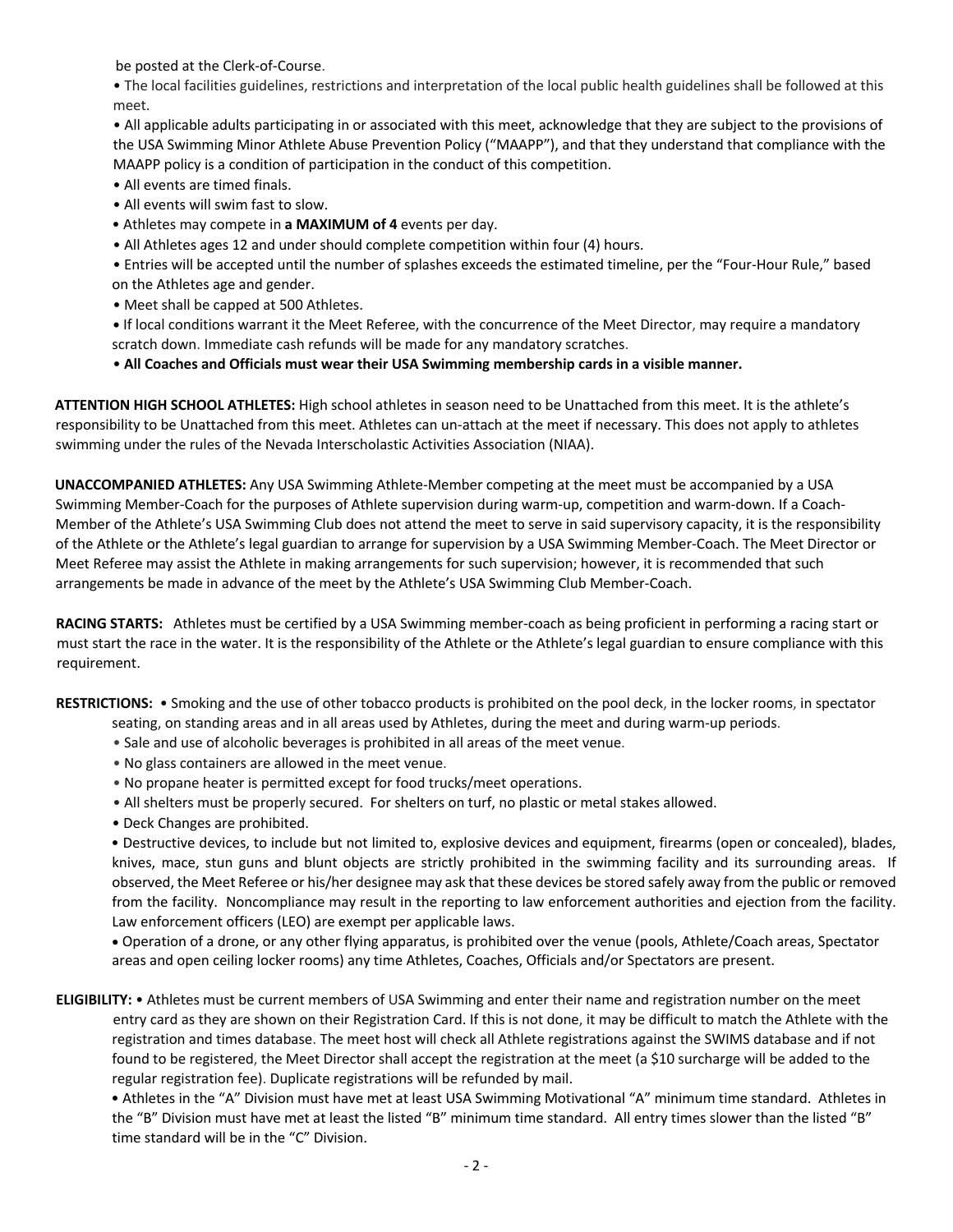be posted at the Clerk-of-Course.

- The local facilities guidelines, restrictions and interpretation of the local public health guidelines shall be followed at this meet.
- All applicable adults participating in or associated with this meet, acknowledge that they are subject to the provisions of the USA Swimming Minor Athlete Abuse Prevention Policy ("MAAPP"), and that they understand that compliance with the MAAPP policy is a condition of participation in the conduct of this competition.
- All events are timed finals.
- All events will swim fast to slow.
- Athletes may compete in **a MAXIMUM of 4** events per day.
- All Athletes ages 12 and under should complete competition within four (4) hours.
- Entries will be accepted until the number of splashes exceeds the estimated timeline, per the "Four-Hour Rule," based on the Athletes age and gender.
- Meet shall be capped at 500 Athletes.
- If local conditions warrant it the Meet Referee, with the concurrence of the Meet Director, may require a mandatory scratch down. Immediate cash refunds will be made for any mandatory scratches.
- **All Coaches and Officials must wear their USA Swimming membership cards in a visible manner.**

**ATTENTION HIGH SCHOOL ATHLETES:** High school athletes in season need to be Unattached from this meet. It is the athlete's responsibility to be Unattached from this meet. Athletes can un-attach at the meet if necessary. This does not apply to athletes swimming under the rules of the Nevada Interscholastic Activities Association (NIAA).

**UNACCOMPANIED ATHLETES:** Any USA Swimming Athlete-Member competing at the meet must be accompanied by a USA Swimming Member-Coach for the purposes of Athlete supervision during warm-up, competition and warm-down. If a Coach-Member of the Athlete's USA Swimming Club does not attend the meet to serve in said supervisory capacity, it is the responsibility of the Athlete or the Athlete's legal guardian to arrange for supervision by a USA Swimming Member-Coach. The Meet Director or Meet Referee may assist the Athlete in making arrangements for such supervision; however, it is recommended that such arrangements be made in advance of the meet by the Athlete's USA Swimming Club Member-Coach.

**RACING STARTS:** Athletes must be certified by a USA Swimming member-coach as being proficient in performing a racing start or must start the race in the water. It is the responsibility of the Athlete or the Athlete's legal guardian to ensure compliance with this requirement.

**RESTRICTIONS:**
- Smoking and the use of other tobacco products is prohibited on the pool deck, in the locker rooms, in spectator seating, on standing areas and in all areas used by Athletes, during the meet and during warm-up periods.
- Sale and use of alcoholic beverages is prohibited in all areas of the meet venue.
- No glass containers are allowed in the meet venue.
- No propane heater is permitted except for food trucks/meet operations.
- All shelters must be properly secured. For shelters on turf, no plastic or metal stakes allowed.
- Deck Changes are prohibited.
- Destructive devices, to include but not limited to, explosive devices and equipment, firearms (open or concealed), blades, knives, mace, stun guns and blunt objects are strictly prohibited in the swimming facility and its surrounding areas. If observed, the Meet Referee or his/her designee may ask that these devices be stored safely away from the public or removed from the facility. Noncompliance may result in the reporting to law enforcement authorities and ejection from the facility. Law enforcement officers (LEO) are exempt per applicable laws.
- Operation of a drone, or any other flying apparatus, is prohibited over the venue (pools, Athlete/Coach areas, Spectator areas and open ceiling locker rooms) any time Athletes, Coaches, Officials and/or Spectators are present.

**ELIGIBILITY:**
- Athletes must be current members of USA Swimming and enter their name and registration number on the meet entry card as they are shown on their Registration Card. If this is not done, it may be difficult to match the Athlete with the registration and times database. The meet host will check all Athlete registrations against the SWIMS database and if not found to be registered, the Meet Director shall accept the registration at the meet (a $10 surcharge will be added to the regular registration fee). Duplicate registrations will be refunded by mail.
- Athletes in the "A" Division must have met at least USA Swimming Motivational "A" minimum time standard. Athletes in the "B" Division must have met at least the listed "B" minimum time standard. All entry times slower than the listed "B" time standard will be in the "C" Division.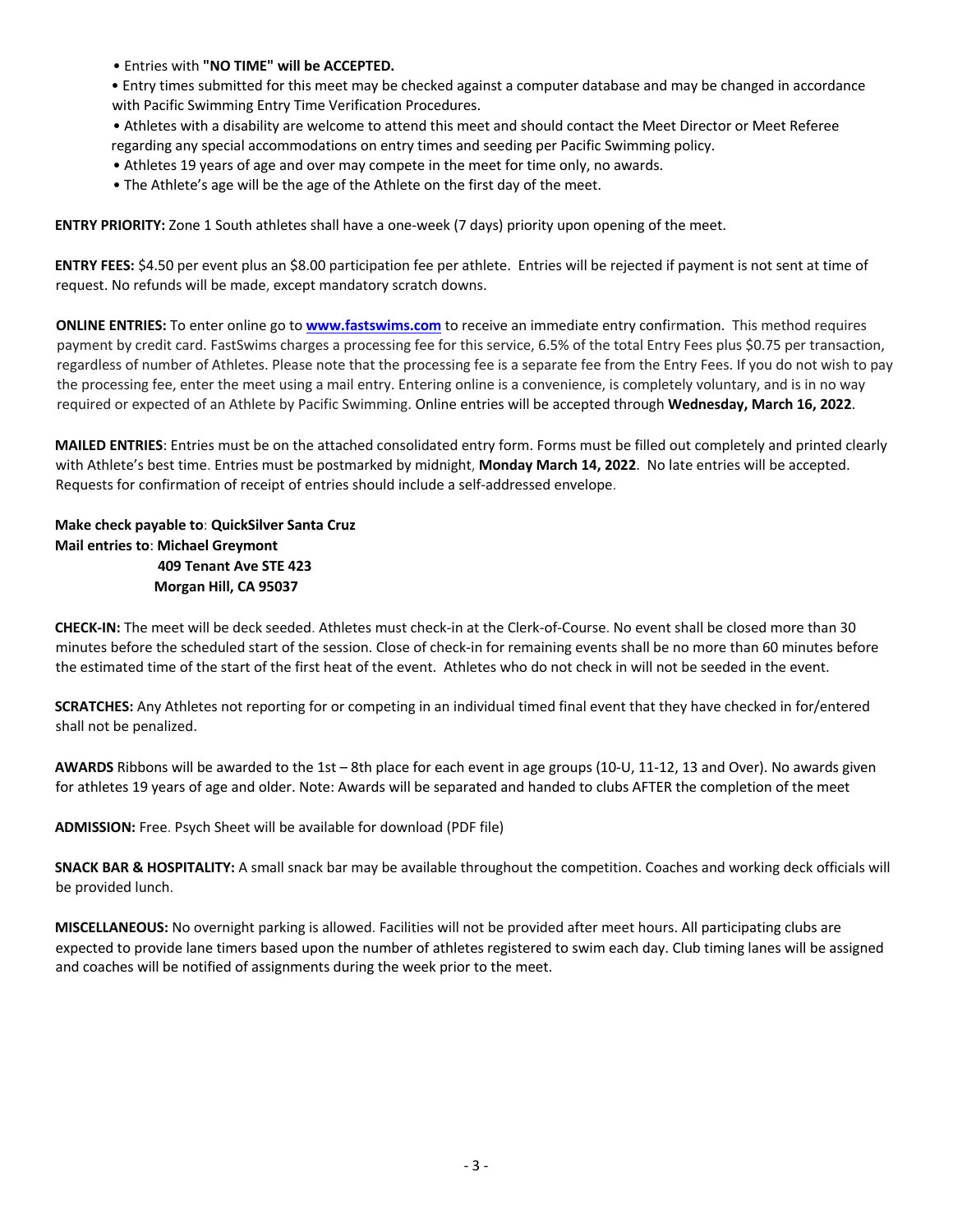- Entries with **"NO TIME" will be ACCEPTED.**
- Entry times submitted for this meet may be checked against a computer database and may be changed in accordance with Pacific Swimming Entry Time Verification Procedures.
- Athletes with a disability are welcome to attend this meet and should contact the Meet Director or Meet Referee regarding any special accommodations on entry times and seeding per Pacific Swimming policy.
- Athletes 19 years of age and over may compete in the meet for time only, no awards.
- The Athlete's age will be the age of the Athlete on the first day of the meet.

**ENTRY PRIORITY:** Zone 1 South athletes shall have a one-week (7 days) priority upon opening of the meet.

**ENTRY FEES:** $4.50 per event plus an $8.00 participation fee per athlete. Entries will be rejected if payment is not sent at time of request. No refunds will be made, except mandatory scratch downs.

**ONLINE ENTRIES:** To enter online go to **[www.fastswims.com](http://www.fastswims.com)** to receive an immediate entry confirmation. This method requires payment by credit card. FastSwims charges a processing fee for this service, 6.5% of the total Entry Fees plus $0.75 per transaction, regardless of number of Athletes. Please note that the processing fee is a separate fee from the Entry Fees. If you do not wish to pay the processing fee, enter the meet using a mail entry. Entering online is a convenience, is completely voluntary, and is in no way required or expected of an Athlete by Pacific Swimming. Online entries will be accepted through **Wednesday, March 16, 2022**.

**MAILED ENTRIES**: Entries must be on the attached consolidated entry form. Forms must be filled out completely and printed clearly with Athlete's best time. Entries must be postmarked by midnight, **Monday March 14, 2022**. No late entries will be accepted. Requests for confirmation of receipt of entries should include a self-addressed envelope.

**Make check payable to**: **QuickSilver Santa Cruz**
**Mail entries to**: **Michael Greymont**
**409 Tenant Ave STE 423**
**Morgan Hill, CA 95037**

**CHECK-IN:** The meet will be deck seeded. Athletes must check-in at the Clerk-of-Course. No event shall be closed more than 30 minutes before the scheduled start of the session. Close of check-in for remaining events shall be no more than 60 minutes before the estimated time of the start of the first heat of the event. Athletes who do not check in will not be seeded in the event.

**SCRATCHES:** Any Athletes not reporting for or competing in an individual timed final event that they have checked in for/entered shall not be penalized.

**AWARDS** Ribbons will be awarded to the 1st – 8th place for each event in age groups (10-U, 11-12, 13 and Over). No awards given for athletes 19 years of age and older. Note: Awards will be separated and handed to clubs AFTER the completion of the meet

**ADMISSION:** Free. Psych Sheet will be available for download (PDF file)

**SNACK BAR & HOSPITALITY:** A small snack bar may be available throughout the competition. Coaches and working deck officials will be provided lunch.

**MISCELLANEOUS:** No overnight parking is allowed. Facilities will not be provided after meet hours. All participating clubs are expected to provide lane timers based upon the number of athletes registered to swim each day. Club timing lanes will be assigned and coaches will be notified of assignments during the week prior to the meet.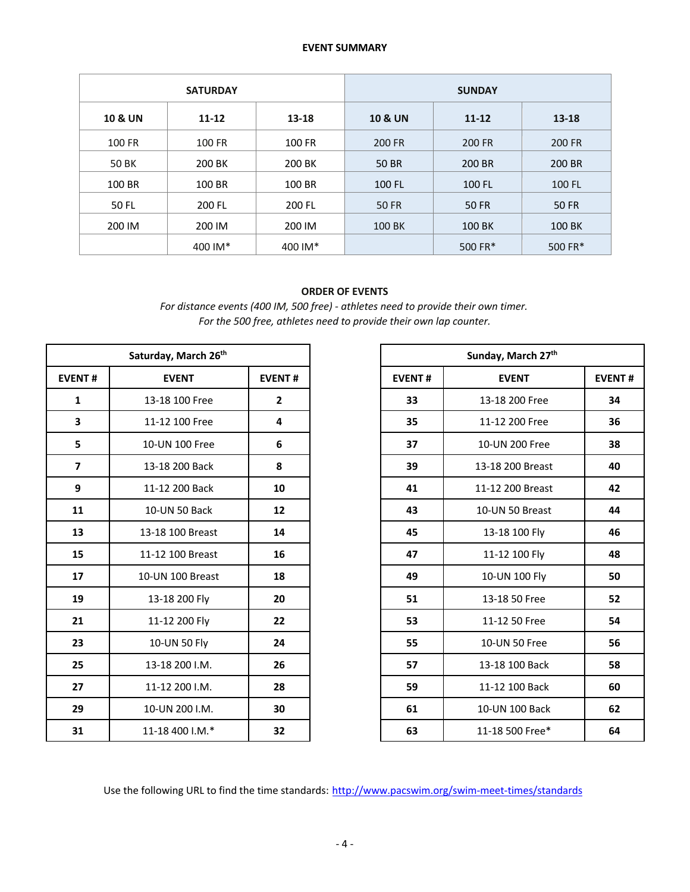**EVENT SUMMARY**

| SATURDAY | | | SUNDAY | | |
|---|---|---|---|---|---|
| **10 & UN** | **11-12** | **13-18** | **10 & UN** | **11-12** | **13-18** |
| 100 FR | 100 FR | 100 FR | 200 FR | 200 FR | 200 FR |
| 50 BK | 200 BK | 200 BK | 50 BR | 200 BR | 200 BR |
| 100 BR | 100 BR | 100 BR | 100 FL | 100 FL | 100 FL |
| 50 FL | 200 FL | 200 FL | 50 FR | 50 FR | 50 FR |
| 200 IM | 200 IM | 200 IM | 100 BK | 100 BK | 100 BK |
| | 400 IM* | 400 IM* | | 500 FR* | 500 FR* |

**ORDER OF EVENTS**

*For distance events (400 IM, 500 free) - athletes need to provide their own timer.*
*For the 500 free, athletes need to provide their own lap counter.*

| Saturday, March 26th | | |
|---|---|---|
| **EVENT #** | **EVENT** | **EVENT #** |
| **1** | 13-18 100 Free | **2** |
| **3** | 11-12 100 Free | **4** |
| **5** | 10-UN 100 Free | **6** |
| **7** | 13-18 200 Back | **8** |
| **9** | 11-12 200 Back | **10** |
| **11** | 10-UN 50 Back | **12** |
| **13** | 13-18 100 Breast | **14** |
| **15** | 11-12 100 Breast | **16** |
| **17** | 10-UN 100 Breast | **18** |
| **19** | 13-18 200 Fly | **20** |
| **21** | 11-12 200 Fly | **22** |
| **23** | 10-UN 50 Fly | **24** |
| **25** | 13-18 200 I.M. | **26** |
| **27** | 11-12 200 I.M. | **28** |
| **29** | 10-UN 200 I.M. | **30** |
| **31** | 11-18 400 I.M.* | **32** |

| Sunday, March 27th | | |
|---|---|---|
| **EVENT #** | **EVENT** | **EVENT #** |
| **33** | 13-18 200 Free | **34** |
| **35** | 11-12 200 Free | **36** |
| **37** | 10-UN 200 Free | **38** |
| **39** | 13-18 200 Breast | **40** |
| **41** | 11-12 200 Breast | **42** |
| **43** | 10-UN 50 Breast | **44** |
| **45** | 13-18 100 Fly | **46** |
| **47** | 11-12 100 Fly | **48** |
| **49** | 10-UN 100 Fly | **50** |
| **51** | 13-18 50 Free | **52** |
| **53** | 11-12 50 Free | **54** |
| **55** | 10-UN 50 Free | **56** |
| **57** | 13-18 100 Back | **58** |
| **59** | 11-12 100 Back | **60** |
| **61** | 10-UN 100 Back | **62** |
| **63** | 11-18 500 Free* | **64** |

Use the following URL to find the time standards: [http://www.pacswim.org/swim-meet-times/standards](http://www.pacswim.org/swim-meet-times/standards)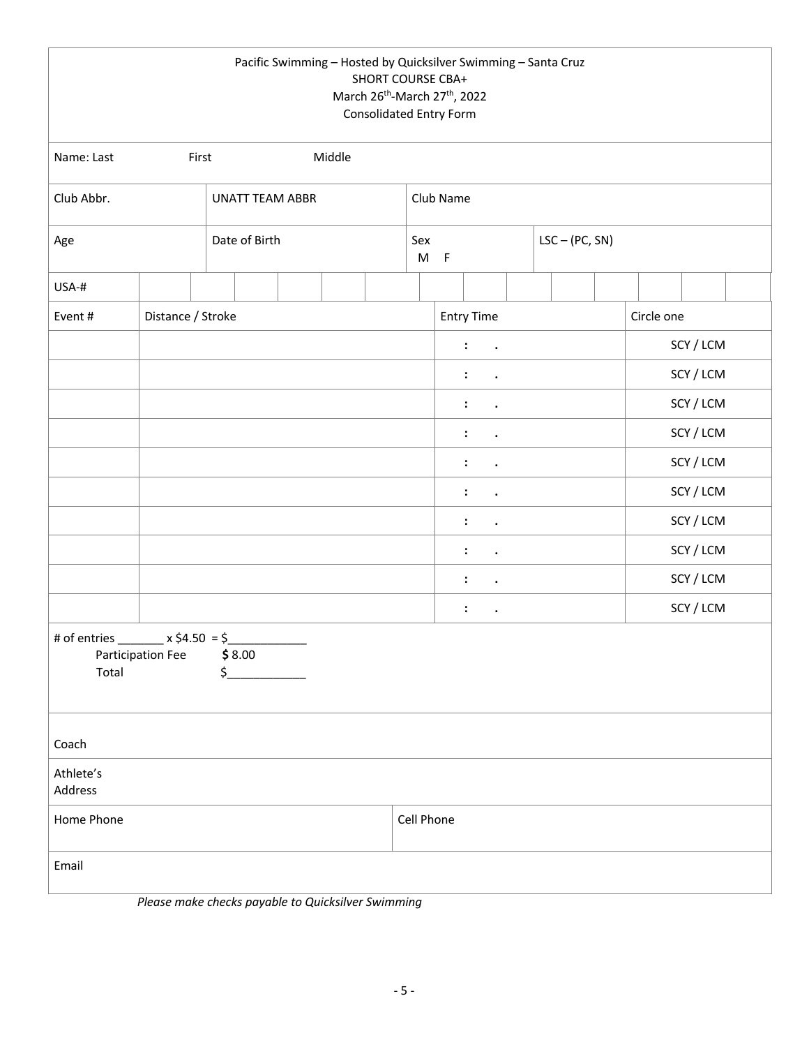Pacific Swimming – Hosted by Quicksilver Swimming – Santa Cruz
SHORT COURSE CBA+
March 26th-March 27th, 2022
Consolidated Entry Form

| | | | |
|---|---|---|---|
| Name: Last First Middle | | | |
| Club Abbr. | UNATT TEAM ABBR | Club Name | |
| Age | Date of Birth | Sex M F | LSC – (PC, SN) |
| USA-# | | | |

| Event # | Distance / Stroke | Entry Time | Circle one |
|---|---|---|---|
| | | : . | SCY / LCM |
| | | : . | SCY / LCM |
| | | : . | SCY / LCM |
| | | : . | SCY / LCM |
| | | : . | SCY / LCM |
| | | : . | SCY / LCM |
| | | : . | SCY / LCM |
| | | : . | SCY / LCM |
| | | : . | SCY / LCM |
| | | : . | SCY / LCM |

# of entries _______ x $4.50 = $____________
Participation Fee **$** 8.00
Total $____________

| | |
|---|---|
| Coach | |
| Athlete's Address | |
| Home Phone | Cell Phone |
| Email | |

*Please make checks payable to Quicksilver Swimming*